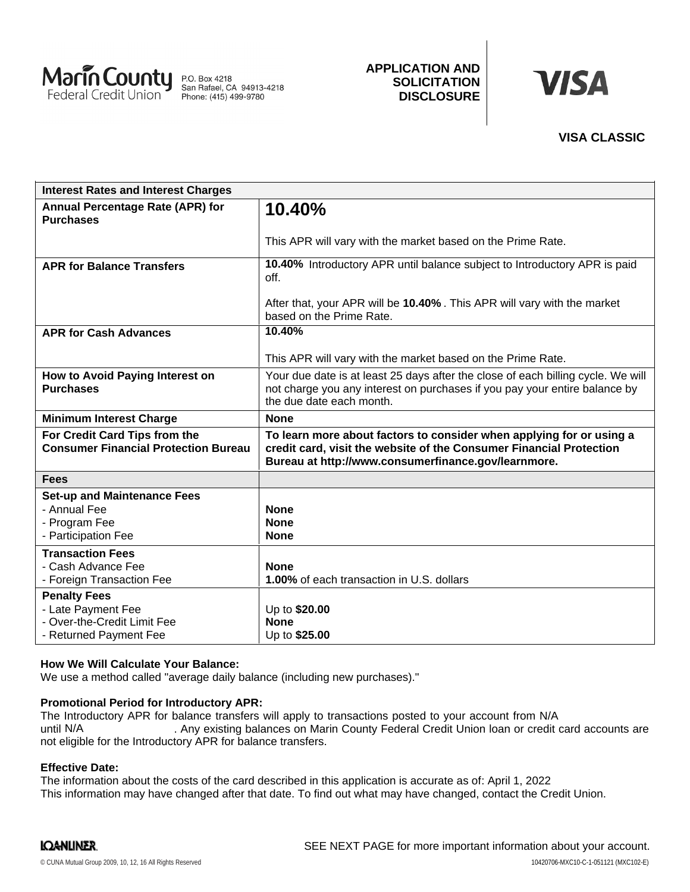Marin County Federal Credit Union
P.O. Box 4218
San Rafael, CA 94913-4218
Phone: (415) 499-9780

**APPLICATION AND SOLICITATION DISCLOSURE**

**VISA**

**VISA CLASSIC**

| **Interest Rates and Interest Charges** | |
|---|---|
| **Annual Percentage Rate (APR) for Purchases** | **10.40%**<br><br>This APR will vary with the market based on the Prime Rate. |
| **APR for Balance Transfers** | **10.40%** Introductory APR until balance subject to Introductory APR is paid off.<br><br>After that, your APR will be **10.40%**. This APR will vary with the market based on the Prime Rate. |
| **APR for Cash Advances** | **10.40%**<br><br>This APR will vary with the market based on the Prime Rate. |
| **How to Avoid Paying Interest on Purchases** | Your due date is at least 25 days after the close of each billing cycle. We will not charge you any interest on purchases if you pay your entire balance by the due date each month. |
| **Minimum Interest Charge** | **None** |
| **For Credit Card Tips from the Consumer Financial Protection Bureau** | **To learn more about factors to consider when applying for or using a credit card, visit the website of the Consumer Financial Protection Bureau at http://www.consumerfinance.gov/learnmore.** |
| **Fees** | |
| **Set-up and Maintenance Fees**<br>- Annual Fee<br>- Program Fee<br>- Participation Fee | <br>**None**<br>**None**<br>**None** |
| **Transaction Fees**<br>- Cash Advance Fee<br>- Foreign Transaction Fee | <br>**None**<br>**1.00%** of each transaction in U.S. dollars |
| **Penalty Fees**<br>- Late Payment Fee<br>- Over-the-Credit Limit Fee<br>- Returned Payment Fee | <br>Up to **$20.00**<br>**None**<br>Up to **$25.00** |

**How We Will Calculate Your Balance:**
We use a method called "average daily balance (including new purchases)."

**Promotional Period for Introductory APR:**
The Introductory APR for balance transfers will apply to transactions posted to your account from N/A until N/A. Any existing balances on Marin County Federal Credit Union loan or credit card accounts are not eligible for the Introductory APR for balance transfers.

**Effective Date:**
The information about the costs of the card described in this application is accurate as of: April 1, 2022
This information may have changed after that date. To find out what may have changed, contact the Credit Union.

SEE NEXT PAGE for more important information about your account.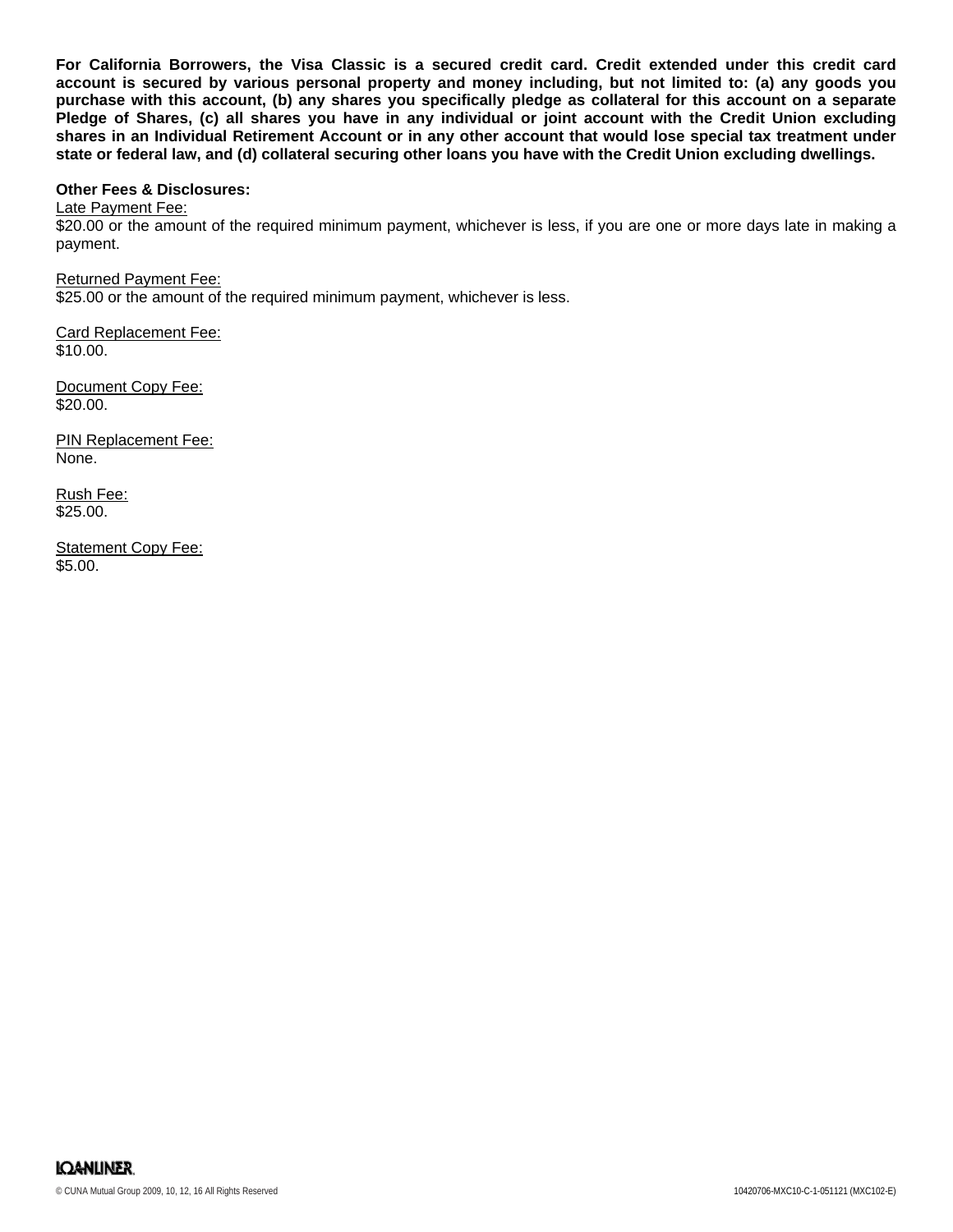**For California Borrowers, the Visa Classic is a secured credit card. Credit extended under this credit card account is secured by various personal property and money including, but not limited to: (a) any goods you purchase with this account, (b) any shares you specifically pledge as collateral for this account on a separate Pledge of Shares, (c) all shares you have in any individual or joint account with the Credit Union excluding shares in an Individual Retirement Account or in any other account that would lose special tax treatment under state or federal law, and (d) collateral securing other loans you have with the Credit Union excluding dwellings.**

**Other Fees & Disclosures:**

Late Payment Fee:
$20.00 or the amount of the required minimum payment, whichever is less, if you are one or more days late in making a payment.

Returned Payment Fee:
$25.00 or the amount of the required minimum payment, whichever is less.

Card Replacement Fee:
$10.00.

Document Copy Fee:
$20.00.

PIN Replacement Fee:
None.

Rush Fee:
$25.00.

Statement Copy Fee:
$5.00.

LOANLINER.

© CUNA Mutual Group 2009, 10, 12, 16 All Rights Reserved

10420706-MXC10-C-1-051121 (MXC102-E)